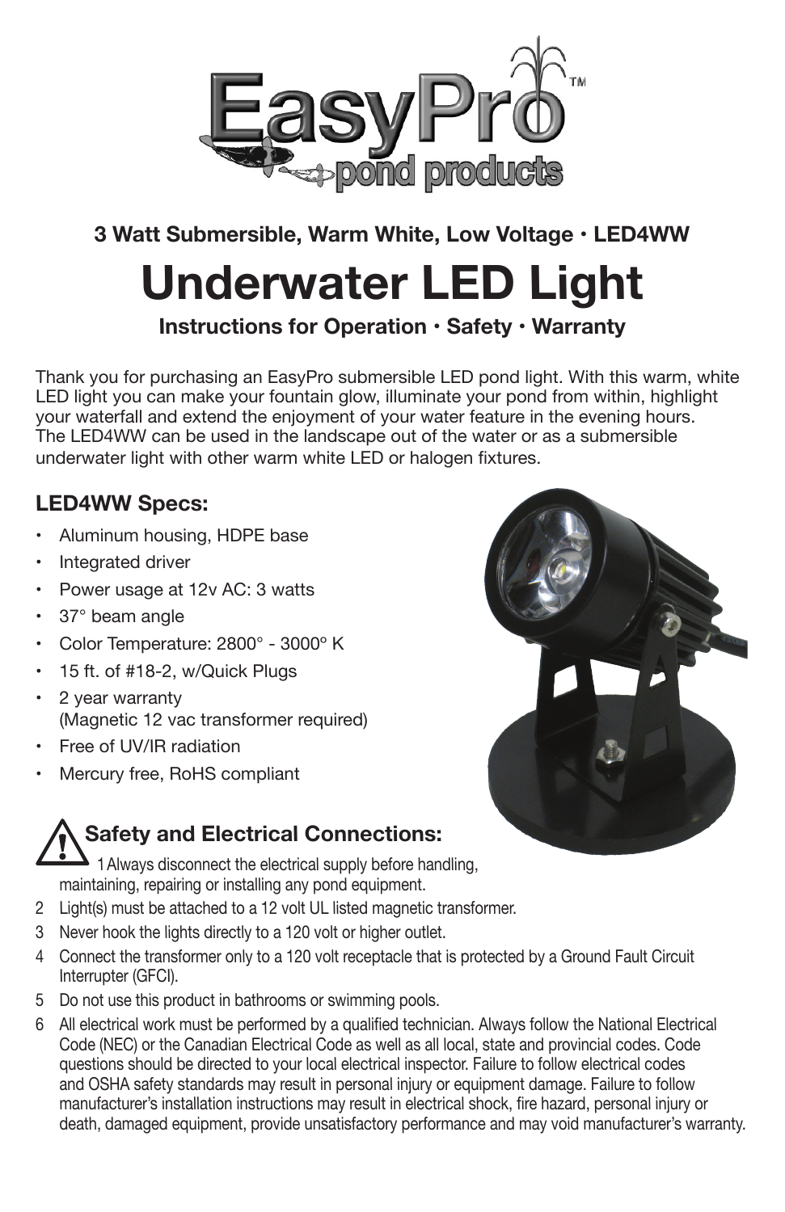EasyPro™ pond products

**3 Watt Submersible, Warm White, Low Voltage • LED4WW**

# Underwater LED Light

**Instructions for Operation • Safety • Warranty**

Thank you for purchasing an EasyPro submersible LED pond light. With this warm, white LED light you can make your fountain glow, illuminate your pond from within, highlight your waterfall and extend the enjoyment of your water feature in the evening hours. The LED4WW can be used in the landscape out of the water or as a submersible underwater light with other warm white LED or halogen fixtures.

## LED4WW Specs:

- Aluminum housing, HDPE base
- Integrated driver
- Power usage at 12v AC: 3 watts
- 37° beam angle
- Color Temperature: 2800° - 3000° K
- 15 ft. of #18-2, w/Quick Plugs
- 2 year warranty (Magnetic 12 vac transformer required)
- Free of UV/IR radiation
- Mercury free, RoHS compliant

## Safety and Electrical Connections:

1. Always disconnect the electrical supply before handling, maintaining, repairing or installing any pond equipment.
2. Light(s) must be attached to a 12 volt UL listed magnetic transformer.
3. Never hook the lights directly to a 120 volt or higher outlet.
4. Connect the transformer only to a 120 volt receptacle that is protected by a Ground Fault Circuit Interrupter (GFCI).
5. Do not use this product in bathrooms or swimming pools.
6. All electrical work must be performed by a qualified technician. Always follow the National Electrical Code (NEC) or the Canadian Electrical Code as well as all local, state and provincial codes. Code questions should be directed to your local electrical inspector. Failure to follow electrical codes and OSHA safety standards may result in personal injury or equipment damage. Failure to follow manufacturer's installation instructions may result in electrical shock, fire hazard, personal injury or death, damaged equipment, provide unsatisfactory performance and may void manufacturer's warranty.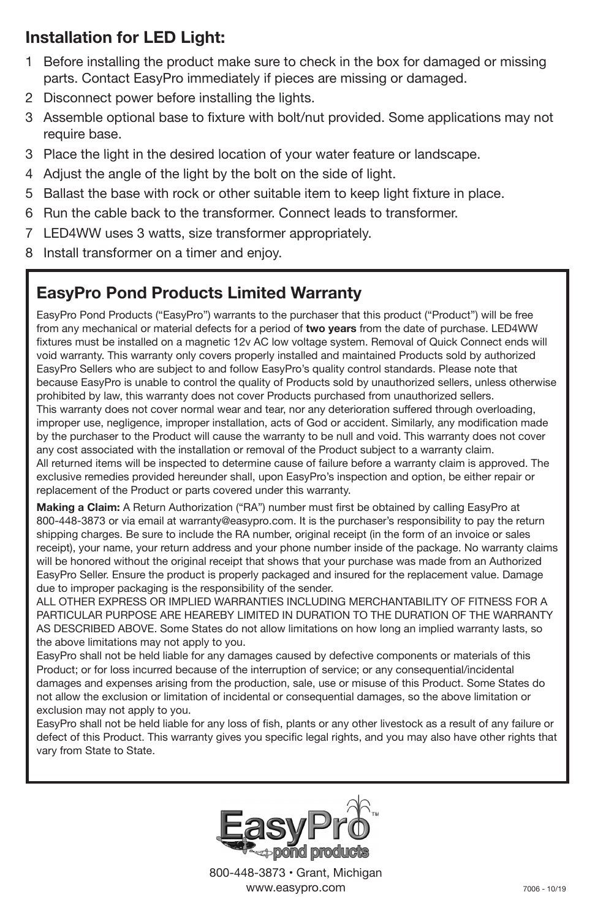## Installation for LED Light:

1 Before installing the product make sure to check in the box for damaged or missing parts. Contact EasyPro immediately if pieces are missing or damaged.

2 Disconnect power before installing the lights.

3 Assemble optional base to fixture with bolt/nut provided. Some applications may not require base.

3 Place the light in the desired location of your water feature or landscape.

4 Adjust the angle of the light by the bolt on the side of light.

5 Ballast the base with rock or other suitable item to keep light fixture in place.

6 Run the cable back to the transformer. Connect leads to transformer.

7 LED4WW uses 3 watts, size transformer appropriately.

8 Install transformer on a timer and enjoy.

## EasyPro Pond Products Limited Warranty

EasyPro Pond Products ("EasyPro") warrants to the purchaser that this product ("Product") will be free from any mechanical or material defects for a period of **two years** from the date of purchase. LED4WW fixtures must be installed on a magnetic 12v AC low voltage system. Removal of Quick Connect ends will void warranty. This warranty only covers properly installed and maintained Products sold by authorized EasyPro Sellers who are subject to and follow EasyPro's quality control standards. Please note that because EasyPro is unable to control the quality of Products sold by unauthorized sellers, unless otherwise prohibited by law, this warranty does not cover Products purchased from unauthorized sellers.
This warranty does not cover normal wear and tear, nor any deterioration suffered through overloading, improper use, negligence, improper installation, acts of God or accident. Similarly, any modification made by the purchaser to the Product will cause the warranty to be null and void. This warranty does not cover any cost associated with the installation or removal of the Product subject to a warranty claim.
All returned items will be inspected to determine cause of failure before a warranty claim is approved. The exclusive remedies provided hereunder shall, upon EasyPro's inspection and option, be either repair or replacement of the Product or parts covered under this warranty.

**Making a Claim:** A Return Authorization ("RA") number must first be obtained by calling EasyPro at 800-448-3873 or via email at warranty@easypro.com. It is the purchaser's responsibility to pay the return shipping charges. Be sure to include the RA number, original receipt (in the form of an invoice or sales receipt), your name, your return address and your phone number inside of the package. No warranty claims will be honored without the original receipt that shows that your purchase was made from an Authorized EasyPro Seller. Ensure the product is properly packaged and insured for the replacement value. Damage due to improper packaging is the responsibility of the sender.
ALL OTHER EXPRESS OR IMPLIED WARRANTIES INCLUDING MERCHANTABILITY OF FITNESS FOR A PARTICULAR PURPOSE ARE HEAREBY LIMITED IN DURATION TO THE DURATION OF THE WARRANTY AS DESCRIBED ABOVE. Some States do not allow limitations on how long an implied warranty lasts, so the above limitations may not apply to you.
EasyPro shall not be held liable for any damages caused by defective components or materials of this Product; or for loss incurred because of the interruption of service; or any consequential/incidental damages and expenses arising from the production, sale, use or misuse of this Product. Some States do not allow the exclusion or limitation of incidental or consequential damages, so the above limitation or exclusion may not apply to you.
EasyPro shall not be held liable for any loss of fish, plants or any other livestock as a result of any failure or defect of this Product. This warranty gives you specific legal rights, and you may also have other rights that vary from State to State.

EasyPro pond products

800-448-3873 • Grant, Michigan
www.easypro.com

7006 - 10/19